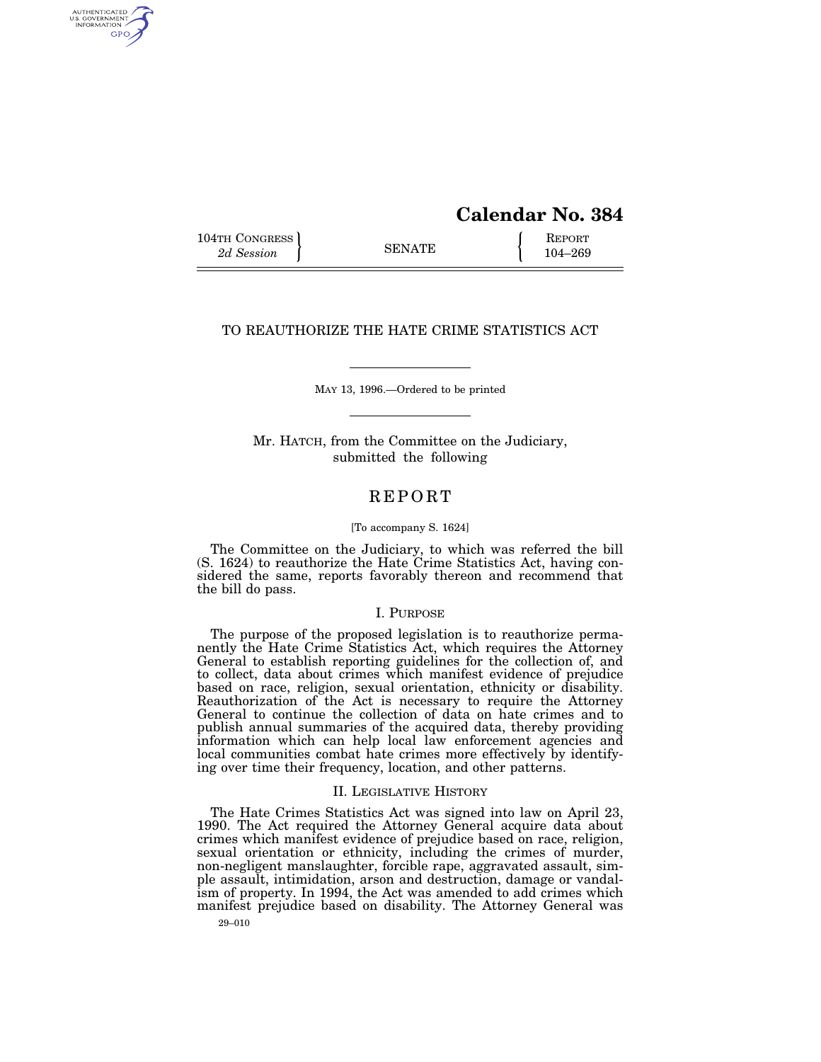# Calendar No. 384

104TH CONGRESS
*2d Session*

SENATE

REPORT
104–269

## TO REAUTHORIZE THE HATE CRIME STATISTICS ACT

MAY 13, 1996.—Ordered to be printed

Mr. HATCH, from the Committee on the Judiciary, submitted the following

# REPORT

[To accompany S. 1624]

The Committee on the Judiciary, to which was referred the bill (S. 1624) to reauthorize the Hate Crime Statistics Act, having considered the same, reports favorably thereon and recommend that the bill do pass.

## I. PURPOSE

The purpose of the proposed legislation is to reauthorize permanently the Hate Crime Statistics Act, which requires the Attorney General to establish reporting guidelines for the collection of, and to collect, data about crimes which manifest evidence of prejudice based on race, religion, sexual orientation, ethnicity or disability. Reauthorization of the Act is necessary to require the Attorney General to continue the collection of data on hate crimes and to publish annual summaries of the acquired data, thereby providing information which can help local law enforcement agencies and local communities combat hate crimes more effectively by identifying over time their frequency, location, and other patterns.

## II. LEGISLATIVE HISTORY

The Hate Crimes Statistics Act was signed into law on April 23, 1990. The Act required the Attorney General acquire data about crimes which manifest evidence of prejudice based on race, religion, sexual orientation or ethnicity, including the crimes of murder, non-negligent manslaughter, forcible rape, aggravated assault, simple assault, intimidation, arson and destruction, damage or vandalism of property. In 1994, the Act was amended to add crimes which manifest prejudice based on disability. The Attorney General was

29–010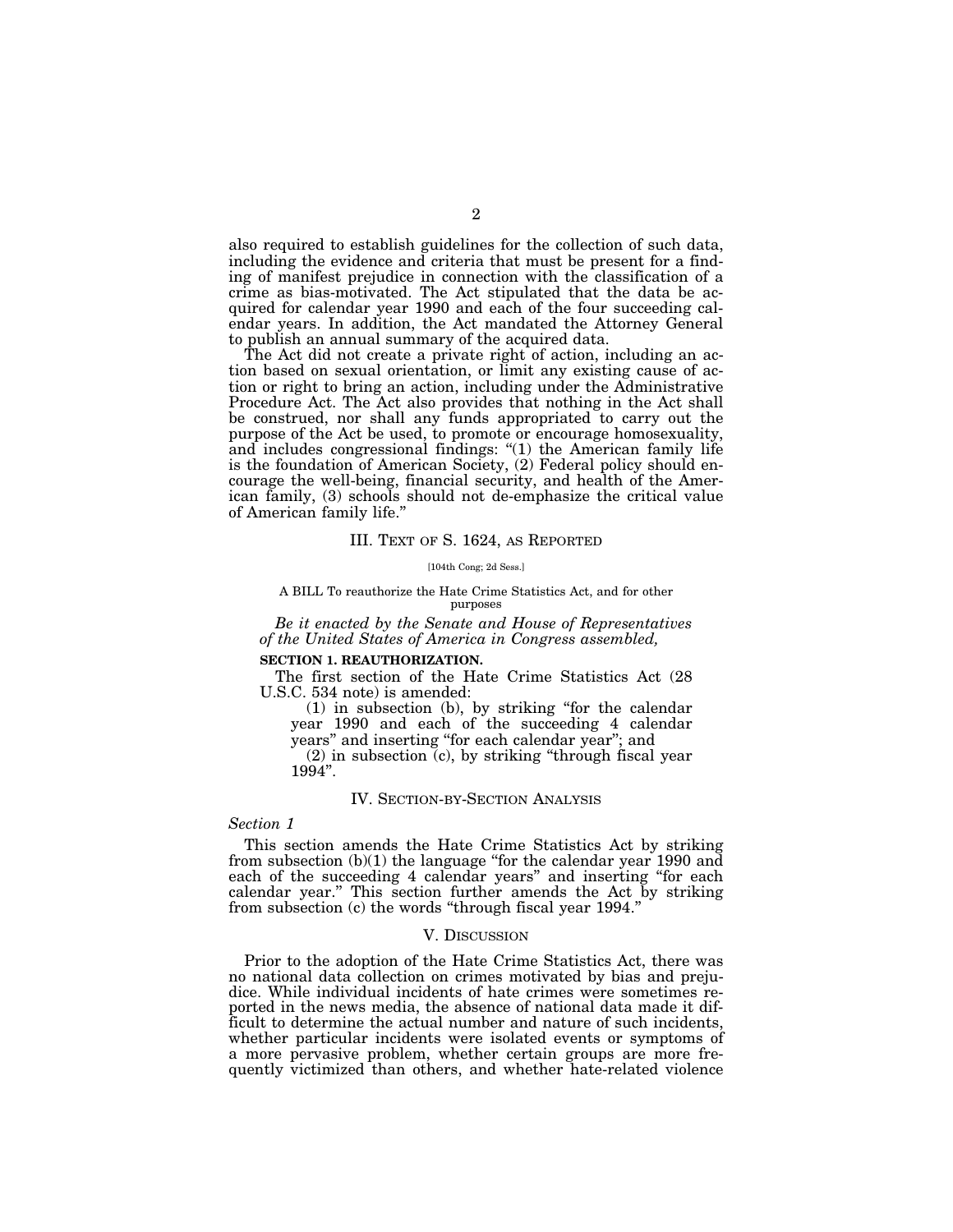also required to establish guidelines for the collection of such data, including the evidence and criteria that must be present for a finding of manifest prejudice in connection with the classification of a crime as bias-motivated. The Act stipulated that the data be acquired for calendar year 1990 and each of the four succeeding calendar years. In addition, the Act mandated the Attorney General to publish an annual summary of the acquired data.

The Act did not create a private right of action, including an action based on sexual orientation, or limit any existing cause of action or right to bring an action, including under the Administrative Procedure Act. The Act also provides that nothing in the Act shall be construed, nor shall any funds appropriated to carry out the purpose of the Act be used, to promote or encourage homosexuality, and includes congressional findings: "(1) the American family life is the foundation of American Society, (2) Federal policy should encourage the well-being, financial security, and health of the American family, (3) schools should not de-emphasize the critical value of American family life."

## III. TEXT OF S. 1624, AS REPORTED

[104th Cong; 2d Sess.]

A BILL To reauthorize the Hate Crime Statistics Act, and for other purposes

*Be it enacted by the Senate and House of Representatives of the United States of America in Congress assembled,*

**SECTION 1. REAUTHORIZATION.**

The first section of the Hate Crime Statistics Act (28 U.S.C. 534 note) is amended:

(1) in subsection (b), by striking "for the calendar year 1990 and each of the succeeding 4 calendar years" and inserting "for each calendar year"; and

(2) in subsection (c), by striking "through fiscal year 1994".

## IV. SECTION-BY-SECTION ANALYSIS

*Section 1*

This section amends the Hate Crime Statistics Act by striking from subsection (b)(1) the language "for the calendar year 1990 and each of the succeeding 4 calendar years" and inserting "for each calendar year." This section further amends the Act by striking from subsection (c) the words "through fiscal year 1994."

## V. DISCUSSION

Prior to the adoption of the Hate Crime Statistics Act, there was no national data collection on crimes motivated by bias and prejudice. While individual incidents of hate crimes were sometimes reported in the news media, the absence of national data made it difficult to determine the actual number and nature of such incidents, whether particular incidents were isolated events or symptoms of a more pervasive problem, whether certain groups are more frequently victimized than others, and whether hate-related violence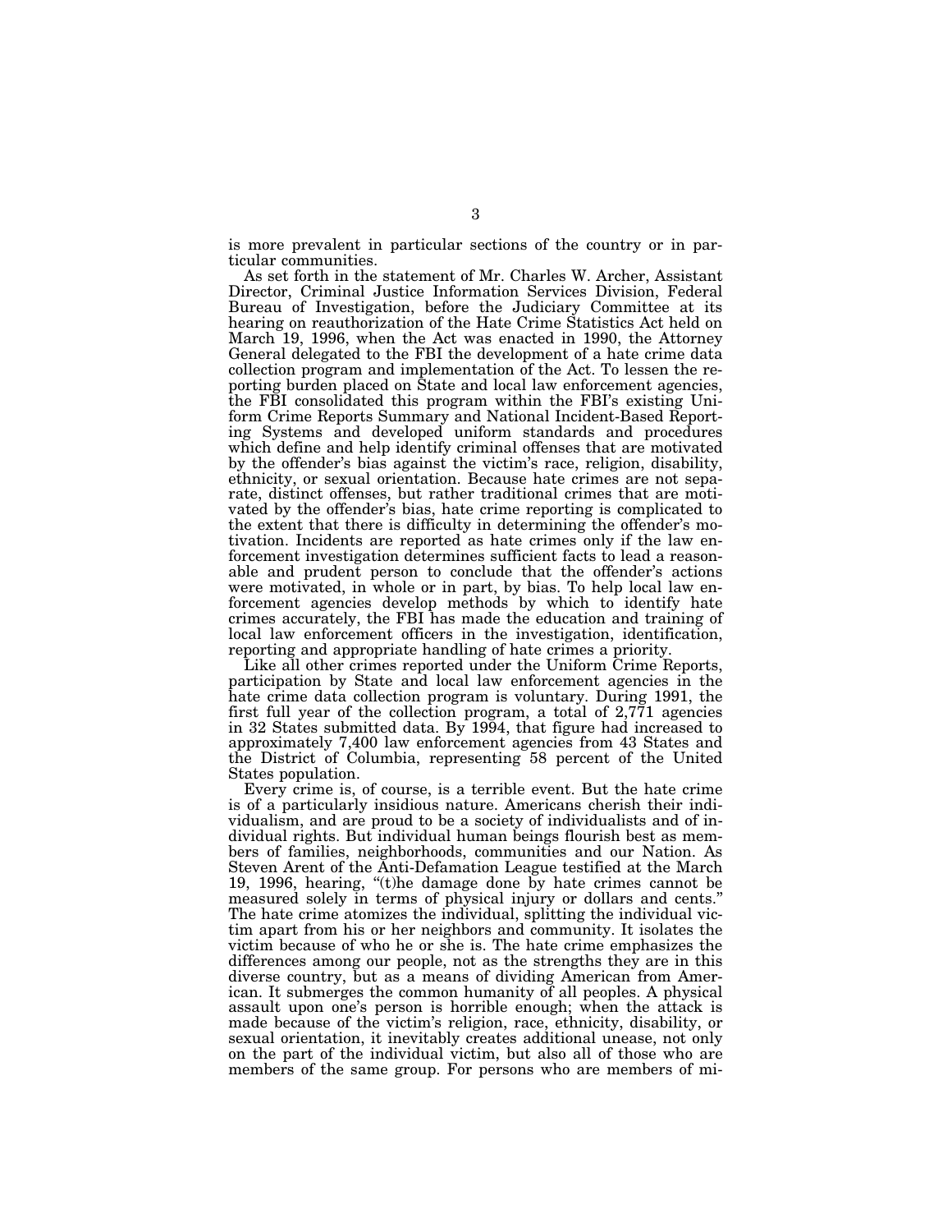is more prevalent in particular sections of the country or in particular communities.

As set forth in the statement of Mr. Charles W. Archer, Assistant Director, Criminal Justice Information Services Division, Federal Bureau of Investigation, before the Judiciary Committee at its hearing on reauthorization of the Hate Crime Statistics Act held on March 19, 1996, when the Act was enacted in 1990, the Attorney General delegated to the FBI the development of a hate crime data collection program and implementation of the Act. To lessen the reporting burden placed on State and local law enforcement agencies, the FBI consolidated this program within the FBI's existing Uniform Crime Reports Summary and National Incident-Based Reporting Systems and developed uniform standards and procedures which define and help identify criminal offenses that are motivated by the offender's bias against the victim's race, religion, disability, ethnicity, or sexual orientation. Because hate crimes are not separate, distinct offenses, but rather traditional crimes that are motivated by the offender's bias, hate crime reporting is complicated to the extent that there is difficulty in determining the offender's motivation. Incidents are reported as hate crimes only if the law enforcement investigation determines sufficient facts to lead a reasonable and prudent person to conclude that the offender's actions were motivated, in whole or in part, by bias. To help local law enforcement agencies develop methods by which to identify hate crimes accurately, the FBI has made the education and training of local law enforcement officers in the investigation, identification, reporting and appropriate handling of hate crimes a priority.

Like all other crimes reported under the Uniform Crime Reports, participation by State and local law enforcement agencies in the hate crime data collection program is voluntary. During 1991, the first full year of the collection program, a total of 2,771 agencies in 32 States submitted data. By 1994, that figure had increased to approximately 7,400 law enforcement agencies from 43 States and the District of Columbia, representing 58 percent of the United States population.

Every crime is, of course, is a terrible event. But the hate crime is of a particularly insidious nature. Americans cherish their individualism, and are proud to be a society of individualists and of individual rights. But individual human beings flourish best as members of families, neighborhoods, communities and our Nation. As Steven Arent of the Anti-Defamation League testified at the March 19, 1996, hearing, "(t)he damage done by hate crimes cannot be measured solely in terms of physical injury or dollars and cents." The hate crime atomizes the individual, splitting the individual victim apart from his or her neighbors and community. It isolates the victim because of who he or she is. The hate crime emphasizes the differences among our people, not as the strengths they are in this diverse country, but as a means of dividing American from American. It submerges the common humanity of all peoples. A physical assault upon one's person is horrible enough; when the attack is made because of the victim's religion, race, ethnicity, disability, or sexual orientation, it inevitably creates additional unease, not only on the part of the individual victim, but also all of those who are members of the same group. For persons who are members of mi-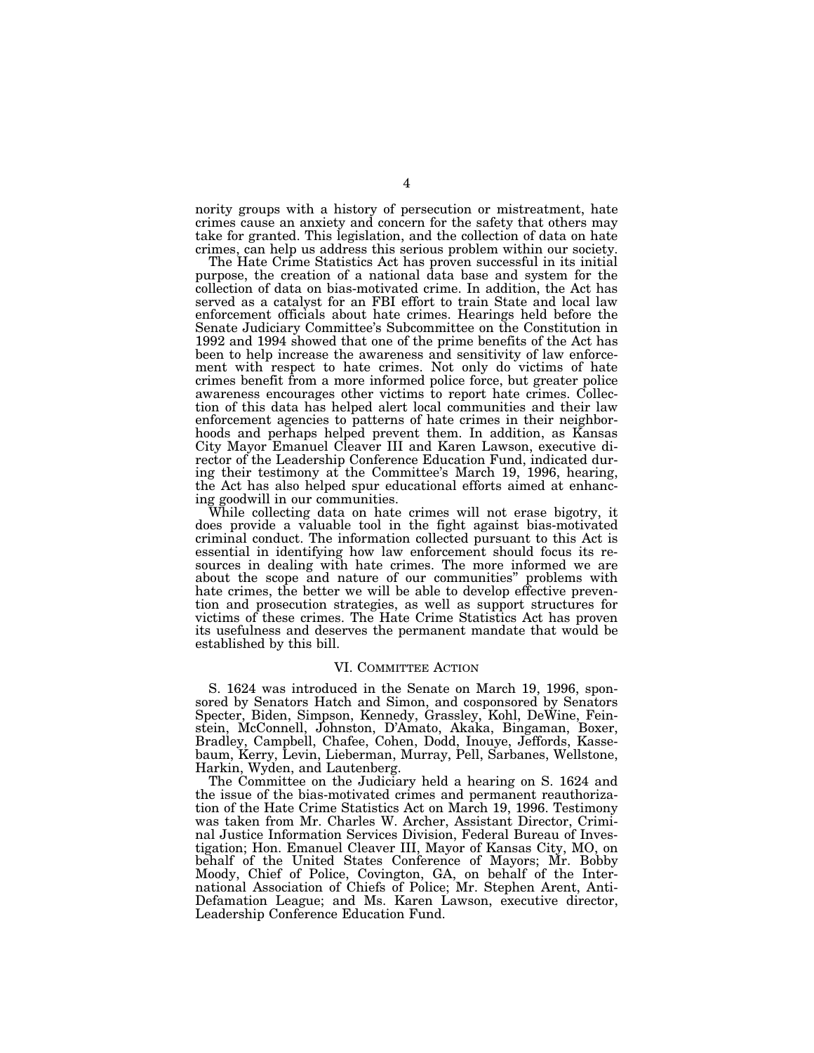nority groups with a history of persecution or mistreatment, hate crimes cause an anxiety and concern for the safety that others may take for granted. This legislation, and the collection of data on hate crimes, can help us address this serious problem within our society.

The Hate Crime Statistics Act has proven successful in its initial purpose, the creation of a national data base and system for the collection of data on bias-motivated crime. In addition, the Act has served as a catalyst for an FBI effort to train State and local law enforcement officials about hate crimes. Hearings held before the Senate Judiciary Committee's Subcommittee on the Constitution in 1992 and 1994 showed that one of the prime benefits of the Act has been to help increase the awareness and sensitivity of law enforcement with respect to hate crimes. Not only do victims of hate crimes benefit from a more informed police force, but greater police awareness encourages other victims to report hate crimes. Collection of this data has helped alert local communities and their law enforcement agencies to patterns of hate crimes in their neighborhoods and perhaps helped prevent them. In addition, as Kansas City Mayor Emanuel Cleaver III and Karen Lawson, executive director of the Leadership Conference Education Fund, indicated during their testimony at the Committee's March 19, 1996, hearing, the Act has also helped spur educational efforts aimed at enhancing goodwill in our communities.

While collecting data on hate crimes will not erase bigotry, it does provide a valuable tool in the fight against bias-motivated criminal conduct. The information collected pursuant to this Act is essential in identifying how law enforcement should focus its resources in dealing with hate crimes. The more informed we are about the scope and nature of our communities" problems with hate crimes, the better we will be able to develop effective prevention and prosecution strategies, as well as support structures for victims of these crimes. The Hate Crime Statistics Act has proven its usefulness and deserves the permanent mandate that would be established by this bill.

## VI. Committee Action

S. 1624 was introduced in the Senate on March 19, 1996, sponsored by Senators Hatch and Simon, and cosponsored by Senators Specter, Biden, Simpson, Kennedy, Grassley, Kohl, DeWine, Feinstein, McConnell, Johnston, D'Amato, Akaka, Bingaman, Boxer, Bradley, Campbell, Chafee, Cohen, Dodd, Inouye, Jeffords, Kassebaum, Kerry, Levin, Lieberman, Murray, Pell, Sarbanes, Wellstone, Harkin, Wyden, and Lautenberg.

The Committee on the Judiciary held a hearing on S. 1624 and the issue of the bias-motivated crimes and permanent reauthorization of the Hate Crime Statistics Act on March 19, 1996. Testimony was taken from Mr. Charles W. Archer, Assistant Director, Criminal Justice Information Services Division, Federal Bureau of Investigation; Hon. Emanuel Cleaver III, Mayor of Kansas City, MO, on behalf of the United States Conference of Mayors; Mr. Bobby Moody, Chief of Police, Covington, GA, on behalf of the International Association of Chiefs of Police; Mr. Stephen Arent, Anti-Defamation League; and Ms. Karen Lawson, executive director, Leadership Conference Education Fund.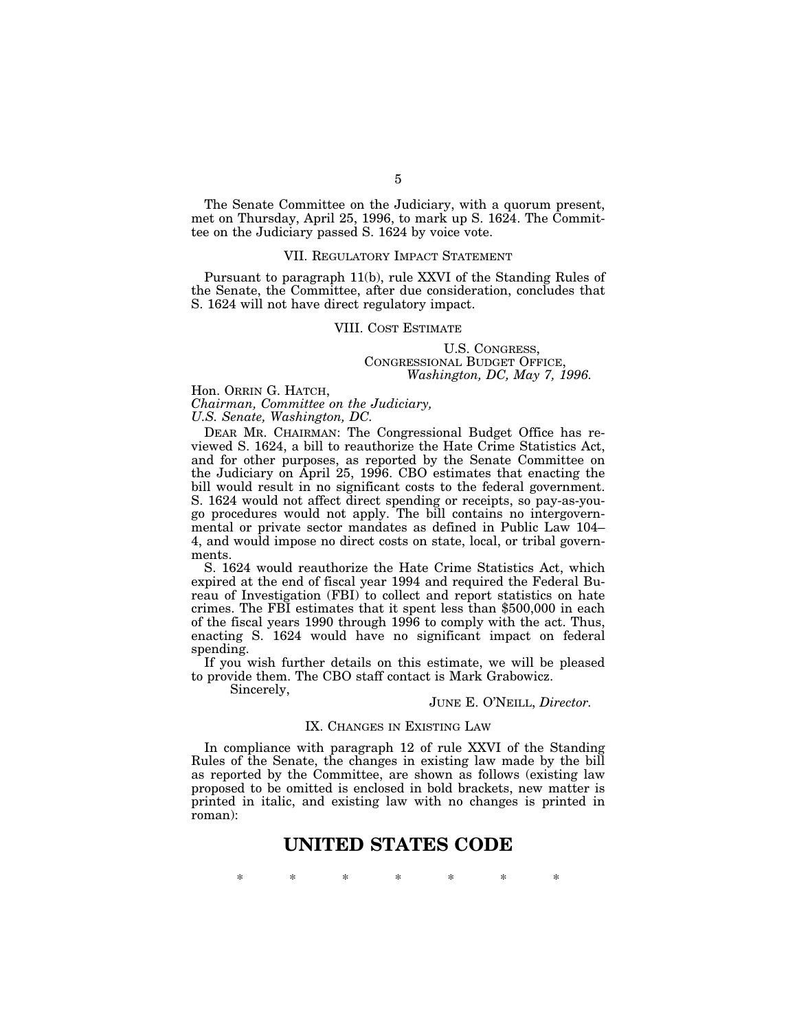The Senate Committee on the Judiciary, with a quorum present, met on Thursday, April 25, 1996, to mark up S. 1624. The Committee on the Judiciary passed S. 1624 by voice vote.

## VII. Regulatory Impact Statement

Pursuant to paragraph 11(b), rule XXVI of the Standing Rules of the Senate, the Committee, after due consideration, concludes that S. 1624 will not have direct regulatory impact.

## VIII. Cost Estimate

U.S. Congress,
Congressional Budget Office,
*Washington, DC, May 7, 1996.*

Hon. Orrin G. Hatch,
*Chairman, Committee on the Judiciary,*
*U.S. Senate, Washington, DC.*

Dear Mr. Chairman: The Congressional Budget Office has reviewed S. 1624, a bill to reauthorize the Hate Crime Statistics Act, and for other purposes, as reported by the Senate Committee on the Judiciary on April 25, 1996. CBO estimates that enacting the bill would result in no significant costs to the federal government. S. 1624 would not affect direct spending or receipts, so pay-as-you-go procedures would not apply. The bill contains no intergovernmental or private sector mandates as defined in Public Law 104–4, and would impose no direct costs on state, local, or tribal governments.

S. 1624 would reauthorize the Hate Crime Statistics Act, which expired at the end of fiscal year 1994 and required the Federal Bureau of Investigation (FBI) to collect and report statistics on hate crimes. The FBI estimates that it spent less than $500,000 in each of the fiscal years 1990 through 1996 to comply with the act. Thus, enacting S. 1624 would have no significant impact on federal spending.

If you wish further details on this estimate, we will be pleased to provide them. The CBO staff contact is Mark Grabowicz.

Sincerely,

June E. O'Neill, *Director.*

## IX. Changes in Existing Law

In compliance with paragraph 12 of rule XXVI of the Standing Rules of the Senate, the changes in existing law made by the bill as reported by the Committee, are shown as follows (existing law proposed to be omitted is enclosed in bold brackets, new matter is printed in italic, and existing law with no changes is printed in roman):

# UNITED STATES CODE

\* \* \* \* \* \* \*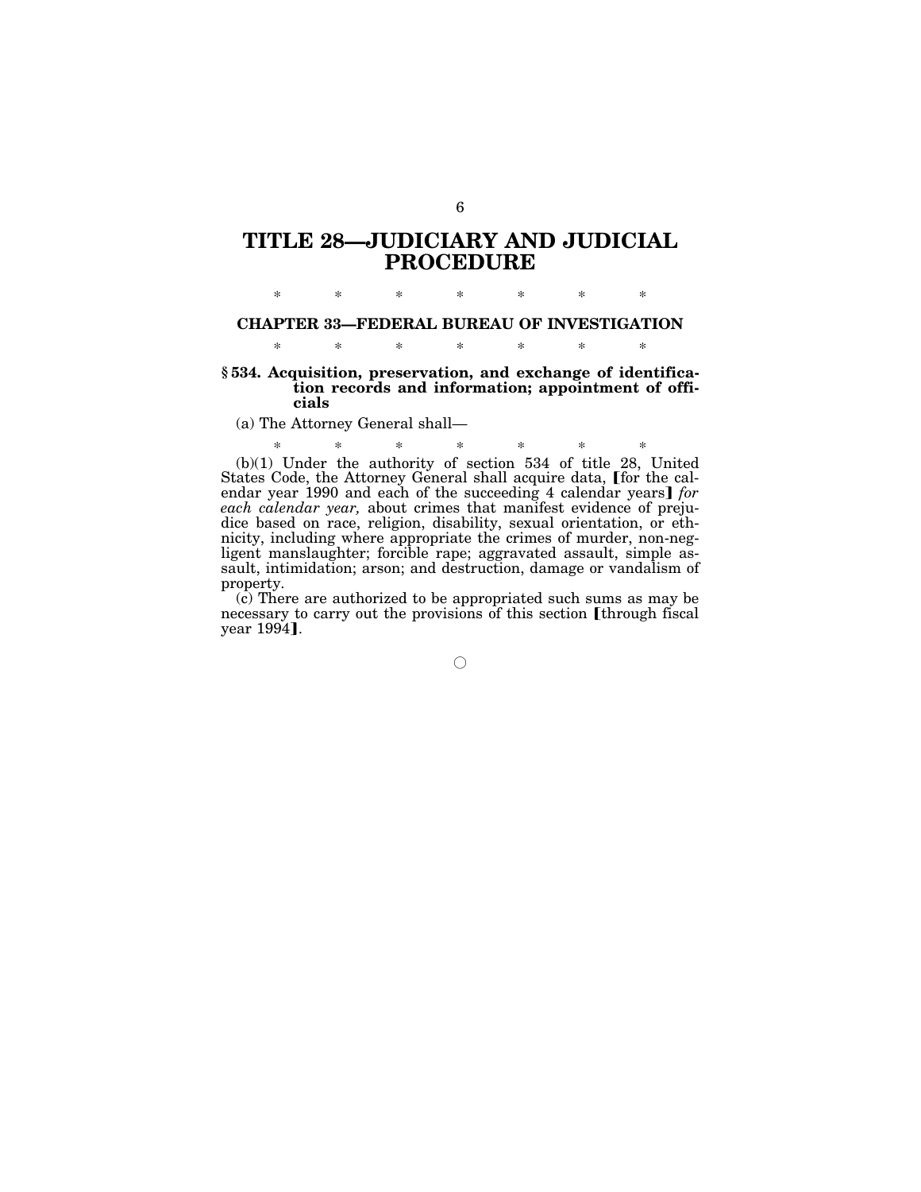# TITLE 28—JUDICIARY AND JUDICIAL PROCEDURE

\* \* \* \* \* \* \*

## CHAPTER 33—FEDERAL BUREAU OF INVESTIGATION

\* \* \* \* \* \* \*

### § 534. Acquisition, preservation, and exchange of identification records and information; appointment of officials

(a) The Attorney General shall—

\* \* \* \* \* \* \*

(b)(1) Under the authority of section 534 of title 28, United States Code, the Attorney General shall acquire data, 【for the calendar year 1990 and each of the succeeding 4 calendar years】 *for each calendar year,* about crimes that manifest evidence of prejudice based on race, religion, disability, sexual orientation, or ethnicity, including where appropriate the crimes of murder, non-negligent manslaughter; forcible rape; aggravated assault, simple assault, intimidation; arson; and destruction, damage or vandalism of property.

(c) There are authorized to be appropriated such sums as may be necessary to carry out the provisions of this section 【through fiscal year 1994】.

○